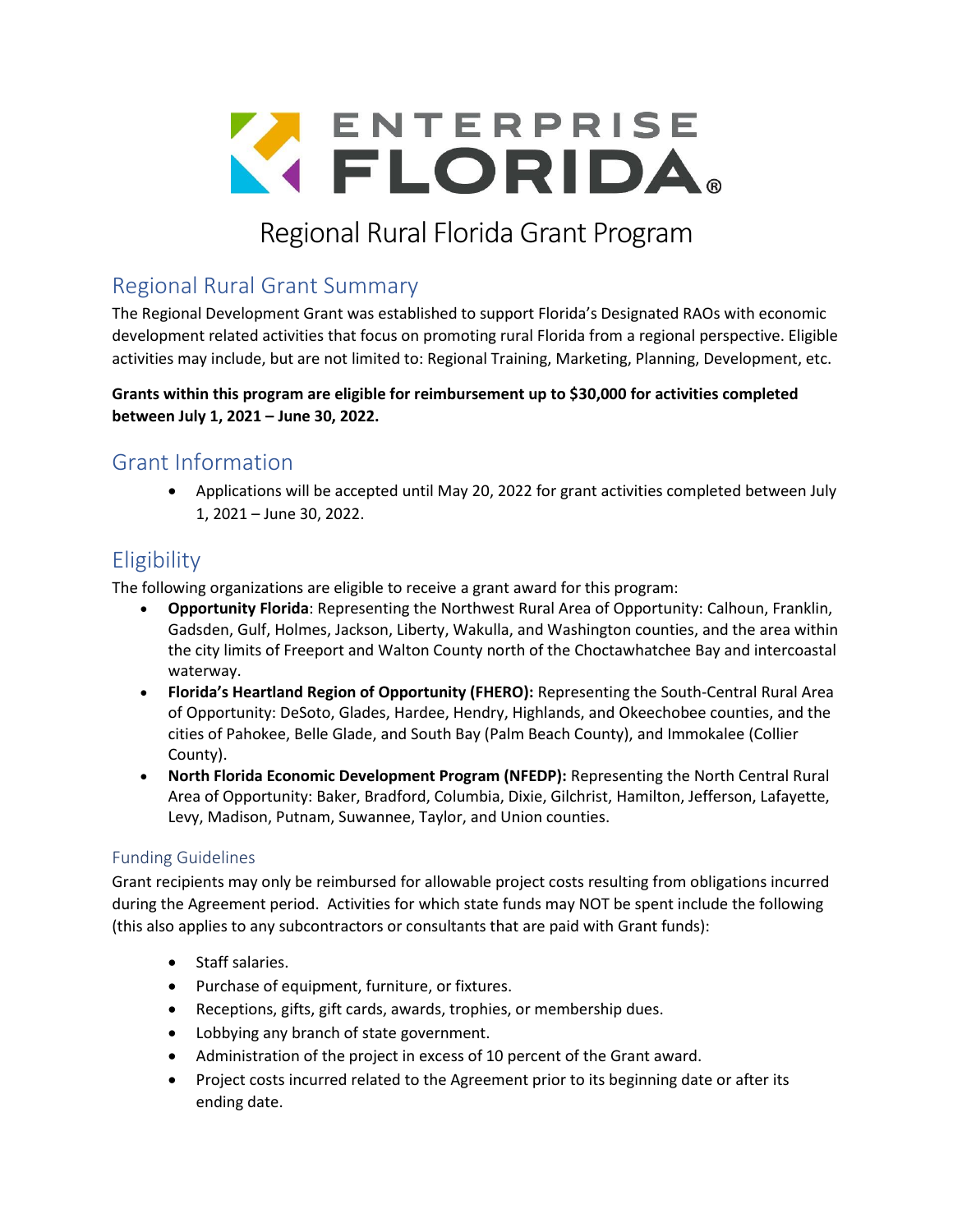ENTERPRISE FLORIDA®

# Regional Rural Florida Grant Program

## Regional Rural Grant Summary

The Regional Development Grant was established to support Florida's Designated RAOs with economic development related activities that focus on promoting rural Florida from a regional perspective. Eligible activities may include, but are not limited to: Regional Training, Marketing, Planning, Development, etc.

**Grants within this program are eligible for reimbursement up to $30,000 for activities completed between July 1, 2021 – June 30, 2022.**

## Grant Information

- Applications will be accepted until May 20, 2022 for grant activities completed between July 1, 2021 – June 30, 2022.

## Eligibility

The following organizations are eligible to receive a grant award for this program:

- **Opportunity Florida**: Representing the Northwest Rural Area of Opportunity: Calhoun, Franklin, Gadsden, Gulf, Holmes, Jackson, Liberty, Wakulla, and Washington counties, and the area within the city limits of Freeport and Walton County north of the Choctawhatchee Bay and intercoastal waterway.
- **Florida's Heartland Region of Opportunity (FHERO):** Representing the South-Central Rural Area of Opportunity: DeSoto, Glades, Hardee, Hendry, Highlands, and Okeechobee counties, and the cities of Pahokee, Belle Glade, and South Bay (Palm Beach County), and Immokalee (Collier County).
- **North Florida Economic Development Program (NFEDP):** Representing the North Central Rural Area of Opportunity: Baker, Bradford, Columbia, Dixie, Gilchrist, Hamilton, Jefferson, Lafayette, Levy, Madison, Putnam, Suwannee, Taylor, and Union counties.

### Funding Guidelines

Grant recipients may only be reimbursed for allowable project costs resulting from obligations incurred during the Agreement period. Activities for which state funds may NOT be spent include the following (this also applies to any subcontractors or consultants that are paid with Grant funds):

- Staff salaries.
- Purchase of equipment, furniture, or fixtures.
- Receptions, gifts, gift cards, awards, trophies, or membership dues.
- Lobbying any branch of state government.
- Administration of the project in excess of 10 percent of the Grant award.
- Project costs incurred related to the Agreement prior to its beginning date or after its ending date.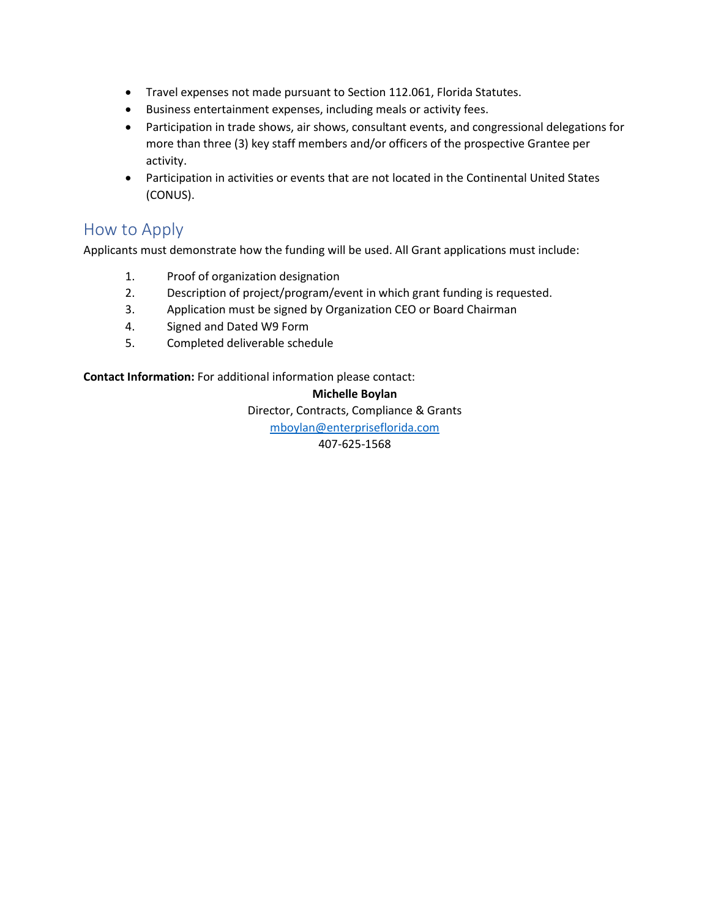- Travel expenses not made pursuant to Section 112.061, Florida Statutes.
- Business entertainment expenses, including meals or activity fees.
- Participation in trade shows, air shows, consultant events, and congressional delegations for more than three (3) key staff members and/or officers of the prospective Grantee per activity.
- Participation in activities or events that are not located in the Continental United States (CONUS).

## How to Apply

Applicants must demonstrate how the funding will be used. All Grant applications must include:

1. Proof of organization designation
2. Description of project/program/event in which grant funding is requested.
3. Application must be signed by Organization CEO or Board Chairman
4. Signed and Dated W9 Form
5. Completed deliverable schedule

**Contact Information:** For additional information please contact:

**Michelle Boylan**
Director, Contracts, Compliance & Grants
mboylan@enterpriseflorida.com
407-625-1568